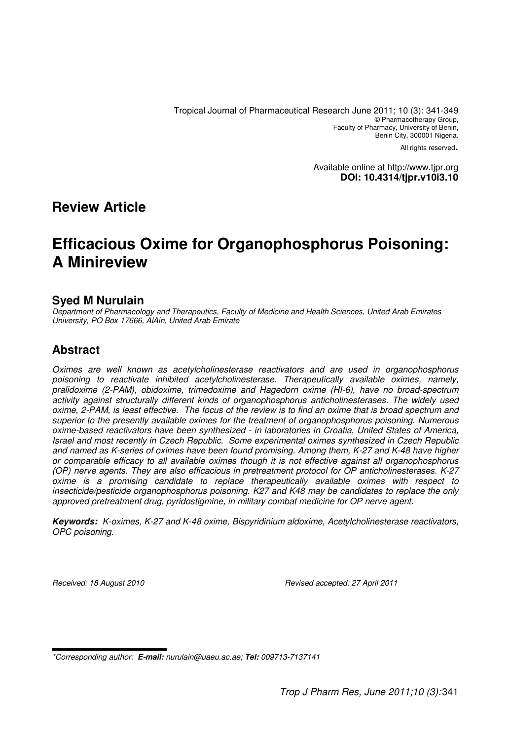Tropical Journal of Pharmaceutical Research June 2011; 10 (3): 341-349
© Pharmacotherapy Group,
Faculty of Pharmacy, University of Benin,
Benin City, 300001 Nigeria.
All rights reserved.

Available online at http://www.tjpr.org
**DOI: 10.4314/tjpr.v10i3.10**

## Review Article

# Efficacious Oxime for Organophosphorus Poisoning: A Minireview

**Syed M Nurulain**

*Department of Pharmacology and Therapeutics, Faculty of Medicine and Health Sciences, United Arab Emirates University, PO Box 17666, AlAin, United Arab Emirate*

## Abstract

*Oximes are well known as acetylcholinesterase reactivators and are used in organophosphorus poisoning to reactivate inhibited acetylcholinesterase. Therapeutically available oximes, namely, pralidoxime (2-PAM), obidoxime, trimedoxime and Hagedorn oxime (HI-6), have no broad-spectrum activity against structurally different kinds of organophosphorus anticholinesterases. The widely used oxime, 2-PAM, is least effective. The focus of the review is to find an oxime that is broad spectrum and superior to the presently available oximes for the treatment of organophosphorus poisoning. Numerous oxime-based reactivators have been synthesized - in laboratories in Croatia, United States of America, Israel and most recently in Czech Republic. Some experimental oximes synthesized in Czech Republic and named as K-series of oximes have been found promising. Among them, K-27 and K-48 have higher or comparable efficacy to all available oximes though it is not effective against all organophosphorus (OP) nerve agents. They are also efficacious in pretreatment protocol for OP anticholinesterases. K-27 oxime is a promising candidate to replace therapeutically available oximes with respect to insecticide/pesticide organophosphorus poisoning. K27 and K48 may be candidates to replace the only approved pretreatment drug, pyridostigmine, in military combat medicine for OP nerve agent.*

***Keywords:*** *K-oximes, K-27 and K-48 oxime, Bispyridinium aldoxime, Acetylcholinesterase reactivators, OPC poisoning.*

*Received: 18 August 2010* *Revised accepted: 27 April 2011*

---

*\*Corresponding author: **E-mail:** nurulain@uaeu.ac.ae; **Tel:** 009713-7137141*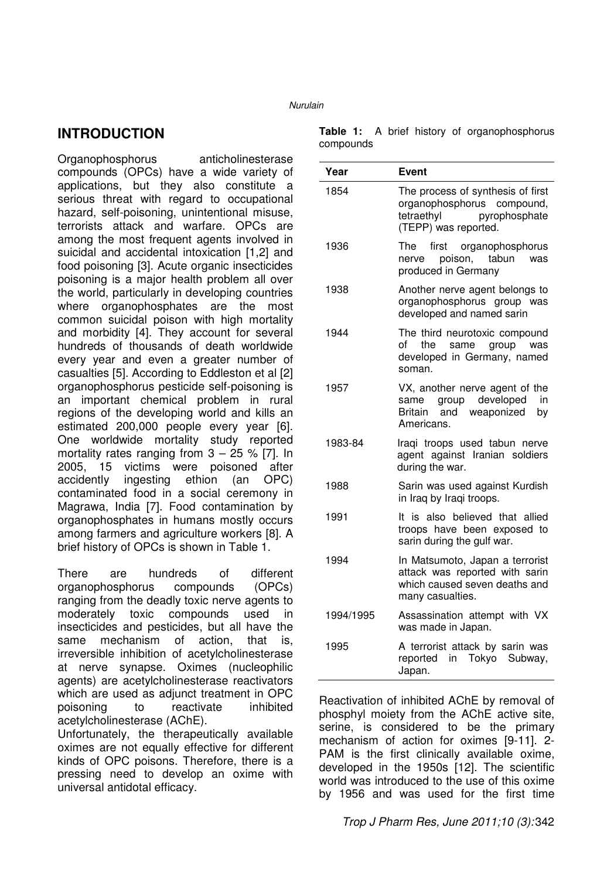## INTRODUCTION

Organophosphorus anticholinesterase compounds (OPCs) have a wide variety of applications, but they also constitute a serious threat with regard to occupational hazard, self-poisoning, unintentional misuse, terrorists attack and warfare. OPCs are among the most frequent agents involved in suicidal and accidental intoxication [1,2] and food poisoning [3]. Acute organic insecticides poisoning is a major health problem all over the world, particularly in developing countries where organophosphates are the most common suicidal poison with high mortality and morbidity [4]. They account for several hundreds of thousands of death worldwide every year and even a greater number of casualties [5]. According to Eddleston et al [2] organophosphorus pesticide self-poisoning is an important chemical problem in rural regions of the developing world and kills an estimated 200,000 people every year [6]. One worldwide mortality study reported mortality rates ranging from 3 – 25 % [7]. In 2005, 15 victims were poisoned after accidently ingesting ethion (an OPC) contaminated food in a social ceremony in Magrawa, India [7]. Food contamination by organophosphates in humans mostly occurs among farmers and agriculture workers [8]. A brief history of OPCs is shown in Table 1.

There are hundreds of different organophosphorus compounds (OPCs) ranging from the deadly toxic nerve agents to moderately toxic compounds used in insecticides and pesticides, but all have the same mechanism of action, that is, irreversible inhibition of acetylcholinesterase at nerve synapse. Oximes (nucleophilic agents) are acetylcholinesterase reactivators which are used as adjunct treatment in OPC poisoning to reactivate inhibited acetylcholinesterase (AChE).

Unfortunately, the therapeutically available oximes are not equally effective for different kinds of OPC poisons. Therefore, there is a pressing need to develop an oxime with universal antidotal efficacy.

**Table 1:** A brief history of organophosphorus compounds

| Year | Event |
|---|---|
| 1854 | The process of synthesis of first organophosphorus compound, tetraethyl pyrophosphate (TEPP) was reported. |
| 1936 | The first organophosphorus nerve poison, tabun was produced in Germany |
| 1938 | Another nerve agent belongs to organophosphorus group was developed and named sarin |
| 1944 | The third neurotoxic compound of the same group was developed in Germany, named soman. |
| 1957 | VX, another nerve agent of the same group developed in Britain and weaponized by Americans. |
| 1983-84 | Iraqi troops used tabun nerve agent against Iranian soldiers during the war. |
| 1988 | Sarin was used against Kurdish in Iraq by Iraqi troops. |
| 1991 | It is also believed that allied troops have been exposed to sarin during the gulf war. |
| 1994 | In Matsumoto, Japan a terrorist attack was reported with sarin which caused seven deaths and many casualties. |
| 1994/1995 | Assassination attempt with VX was made in Japan. |
| 1995 | A terrorist attack by sarin was reported in Tokyo Subway, Japan. |

Reactivation of inhibited AChE by removal of phosphyl moiety from the AChE active site, serine, is considered to be the primary mechanism of action for oximes [9-11]. 2-PAM is the first clinically available oxime, developed in the 1950s [12]. The scientific world was introduced to the use of this oxime by 1956 and was used for the first time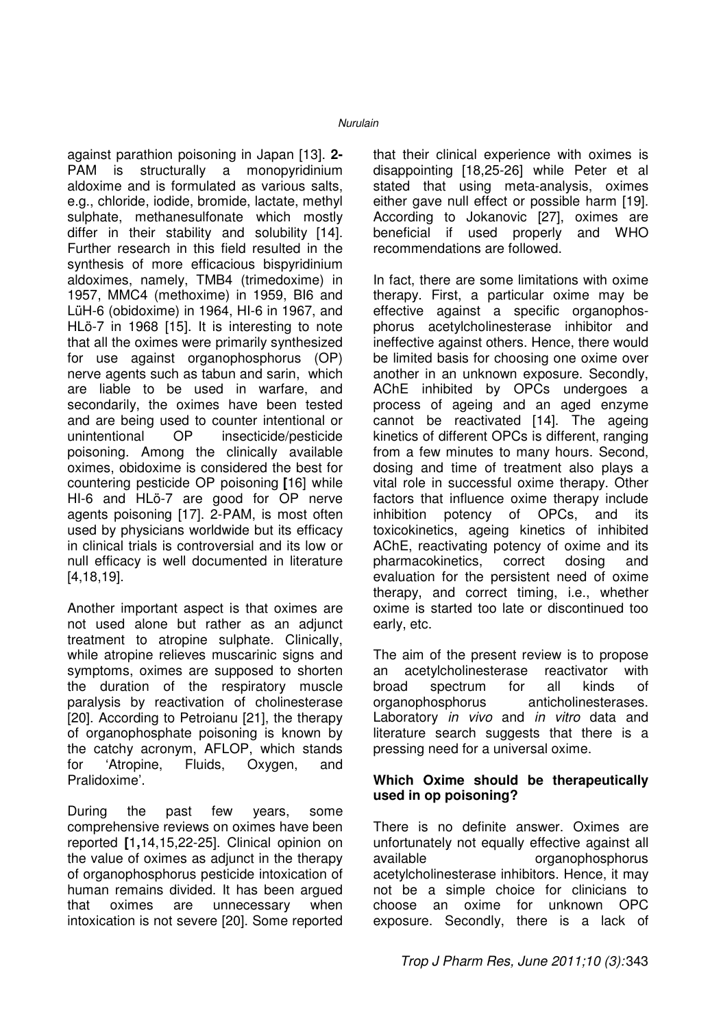against parathion poisoning in Japan [13]. **2-PAM** is structurally a monopyridinium aldoxime and is formulated as various salts, e.g., chloride, iodide, bromide, lactate, methyl sulphate, methanesulfonate which mostly differ in their stability and solubility [14]. Further research in this field resulted in the synthesis of more efficacious bispyridinium aldoximes, namely, TMB4 (trimedoxime) in 1957, MMC4 (methoxime) in 1959, BI6 and LüH-6 (obidoxime) in 1964, HI-6 in 1967, and HLö-7 in 1968 [15]. It is interesting to note that all the oximes were primarily synthesized for use against organophosphorus (OP) nerve agents such as tabun and sarin, which are liable to be used in warfare, and secondarily, the oximes have been tested and are being used to counter intentional or unintentional OP insecticide/pesticide poisoning. Among the clinically available oximes, obidoxime is considered the best for countering pesticide OP poisoning [16] while HI-6 and HLö-7 are good for OP nerve agents poisoning [17]. 2-PAM, is most often used by physicians worldwide but its efficacy in clinical trials is controversial and its low or null efficacy is well documented in literature [4,18,19].

Another important aspect is that oximes are not used alone but rather as an adjunct treatment to atropine sulphate. Clinically, while atropine relieves muscarinic signs and symptoms, oximes are supposed to shorten the duration of the respiratory muscle paralysis by reactivation of cholinesterase [20]. According to Petroianu [21], the therapy of organophosphate poisoning is known by the catchy acronym, AFLOP, which stands for 'Atropine, Fluids, Oxygen, and Pralidoxime'.

During the past few years, some comprehensive reviews on oximes have been reported [1,14,15,22-25]. Clinical opinion on the value of oximes as adjunct in the therapy of organophosphorus pesticide intoxication of human remains divided. It has been argued that oximes are unnecessary when intoxication is not severe [20]. Some reported that their clinical experience with oximes is disappointing [18,25-26] while Peter et al stated that using meta-analysis, oximes either gave null effect or possible harm [19]. According to Jokanovic [27], oximes are beneficial if used properly and WHO recommendations are followed.

In fact, there are some limitations with oxime therapy. First, a particular oxime may be effective against a specific organophosphorus acetylcholinesterase inhibitor and ineffective against others. Hence, there would be limited basis for choosing one oxime over another in an unknown exposure. Secondly, AChE inhibited by OPCs undergoes a process of ageing and an aged enzyme cannot be reactivated [14]. The ageing kinetics of different OPCs is different, ranging from a few minutes to many hours. Second, dosing and time of treatment also plays a vital role in successful oxime therapy. Other factors that influence oxime therapy include inhibition potency of OPCs, and its toxicokinetics, ageing kinetics of inhibited AChE, reactivating potency of oxime and its pharmacokinetics, correct dosing and evaluation for the persistent need of oxime therapy, and correct timing, i.e., whether oxime is started too late or discontinued too early, etc.

The aim of the present review is to propose an acetylcholinesterase reactivator with broad spectrum for all kinds of organophosphorus anticholinesterases. Laboratory *in vivo* and *in vitro* data and literature search suggests that there is a pressing need for a universal oxime.

**Which Oxime should be therapeutically used in op poisoning?**

There is no definite answer. Oximes are unfortunately not equally effective against all available organophosphorus acetylcholinesterase inhibitors. Hence, it may not be a simple choice for clinicians to choose an oxime for unknown OPC exposure. Secondly, there is a lack of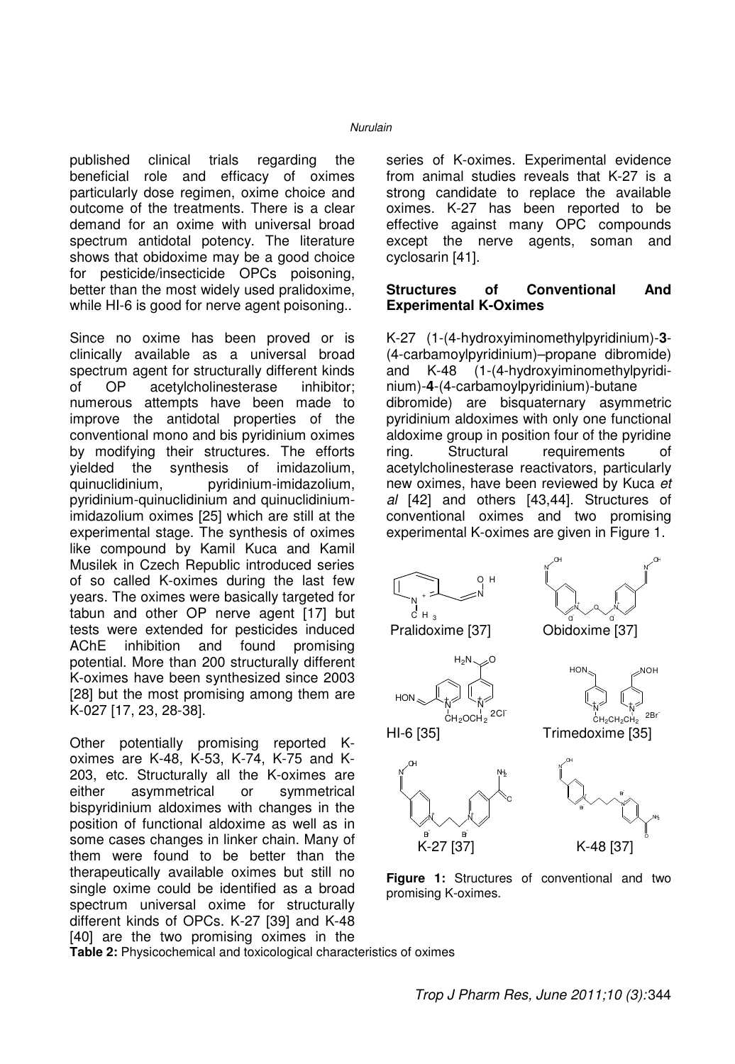published clinical trials regarding the beneficial role and efficacy of oximes particularly dose regimen, oxime choice and outcome of the treatments. There is a clear demand for an oxime with universal broad spectrum antidotal potency. The literature shows that obidoxime may be a good choice for pesticide/insecticide OPCs poisoning, better than the most widely used pralidoxime, while HI-6 is good for nerve agent poisoning..

Since no oxime has been proved or is clinically available as a universal broad spectrum agent for structurally different kinds of OP acetylcholinesterase inhibitor; numerous attempts have been made to improve the antidotal properties of the conventional mono and bis pyridinium oximes by modifying their structures. The efforts yielded the synthesis of imidazolium, quinuclidinium, pyridinium-imidazolium, pyridinium-quinuclidinium and quinuclidinium-imidazolium oximes [25] which are still at the experimental stage. The synthesis of oximes like compound by Kamil Kuca and Kamil Musilek in Czech Republic introduced series of so called K-oximes during the last few years. The oximes were basically targeted for tabun and other OP nerve agent [17] but tests were extended for pesticides induced AChE inhibition and found promising potential. More than 200 structurally different K-oximes have been synthesized since 2003 [28] but the most promising among them are K-027 [17, 23, 28-38].

Other potentially promising reported K-oximes are K-48, K-53, K-74, K-75 and K-203, etc. Structurally all the K-oximes are either asymmetrical or symmetrical bispyridinium aldoximes with changes in the position of functional aldoxime as well as in some cases changes in linker chain. Many of them were found to be better than the therapeutically available oximes but still no single oxime could be identified as a broad spectrum universal oxime for structurally different kinds of OPCs. K-27 [39] and K-48 [40] are the two promising oximes in the series of K-oximes. Experimental evidence from animal studies reveals that K-27 is a strong candidate to replace the available oximes. K-27 has been reported to be effective against many OPC compounds except the nerve agents, soman and cyclosarin [41].

**Structures of Conventional And Experimental K-Oximes**

K-27 (1-(4-hydroxyiminomethylpyridinium)-**3**-(4-carbamoylpyridinium)–propane dibromide) and K-48 (1-(4-hydroxyiminomethylpyridinium)-**4**-(4-carbamoylpyridinium)-butane dibromide) are bisquaternary asymmetric pyridinium aldoximes with only one functional aldoxime group in position four of the pyridine ring. Structural requirements of acetylcholinesterase reactivators, particularly new oximes, have been reviewed by Kuca *et al* [42] and others [43,44]. Structures of conventional oximes and two promising experimental K-oximes are given in Figure 1.

Pralidoxime [37] Obidoxime [37]

HI-6 [35] Trimedoxime [35]

K-27 [37] K-48 [37]

**Figure 1:** Structures of conventional and two promising K-oximes.

**Table 2:** Physicochemical and toxicological characteristics of oximes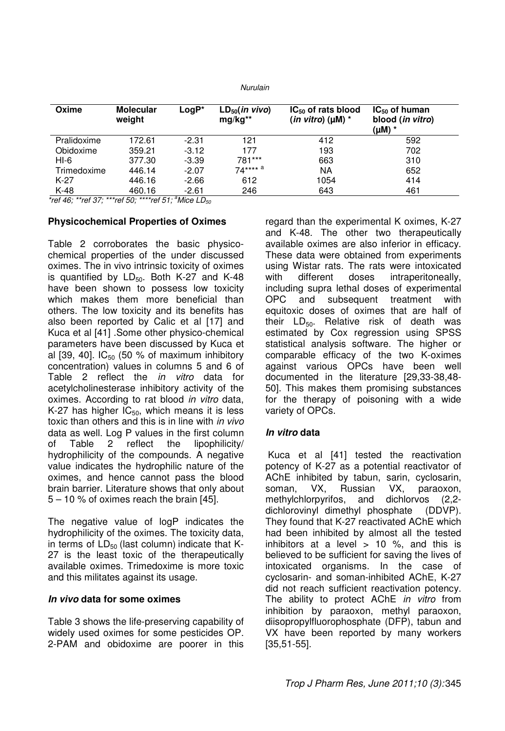| Oxime | Molecular weight | LogP* | $LD_{50}$(*in vivo*) mg/kg** | $IC_{50}$ of rats blood (*in vitro*) (μM) * | $IC_{50}$ of human blood (*in vitro*) (μM) * |
|---|---|---|---|---|---|
| Pralidoxime | 172.61 | -2.31 | 121 | 412 | 592 |
| Obidoxime | 359.21 | -3.12 | 177 | 193 | 702 |
| HI-6 | 377.30 | -3.39 | 781*** | 663 | 310 |
| Trimedoxime | 446.14 | -2.07 | 74**** [a] | NA | 652 |
| K-27 | 446.16 | -2.66 | 612 | 1054 | 414 |
| K-48 | 460.16 | -2.61 | 246 | 643 | 461 |

*ref 46; **ref 37; ***ref 50; ****ref 51; [a]Mice $LD_{50}$

**Physicochemical Properties of Oximes**

Table 2 corroborates the basic physico-chemical properties of the under discussed oximes. The in vivo intrinsic toxicity of oximes is quantified by $LD_{50}$. Both K-27 and K-48 have been shown to possess low toxicity which makes them more beneficial than others. The low toxicity and its benefits has also been reported by Calic et al [17] and Kuca et al [41] .Some other physico-chemical parameters have been discussed by Kuca et al [39, 40]. $IC_{50}$ (50 % of maximum inhibitory concentration) values in columns 5 and 6 of Table 2 reflect the *in vitro* data for acetylcholinesterase inhibitory activity of the oximes. According to rat blood *in vitro* data, K-27 has higher $IC_{50}$, which means it is less toxic than others and this is in line with *in vivo* data as well. Log P values in the first column of Table 2 reflect the lipophilicity/ hydrophilicity of the compounds. A negative value indicates the hydrophilic nature of the oximes, and hence cannot pass the blood brain barrier. Literature shows that only about 5 – 10 % of oximes reach the brain [45].

The negative value of logP indicates the hydrophilicity of the oximes. The toxicity data, in terms of $LD_{50}$ (last column) indicate that K-27 is the least toxic of the therapeutically available oximes. Trimedoxime is more toxic and this militates against its usage.

***In vivo* data for some oximes**

Table 3 shows the life-preserving capability of widely used oximes for some pesticides OP. 2-PAM and obidoxime are poorer in this regard than the experimental K oximes, K-27 and K-48. The other two therapeutically available oximes are also inferior in efficacy. These data were obtained from experiments using Wistar rats. The rats were intoxicated with different doses intraperitoneally, including supra lethal doses of experimental OPC and subsequent treatment with equitoxic doses of oximes that are half of their $LD_{50}$. Relative risk of death was estimated by Cox regression using SPSS statistical analysis software. The higher or comparable efficacy of the two K-oximes against various OPCs have been well documented in the literature [29,33-38,48-50]. This makes them promising substances for the therapy of poisoning with a wide variety of OPCs.

***In vitro* data**

Kuca et al [41] tested the reactivation potency of K-27 as a potential reactivator of AChE inhibited by tabun, sarin, cyclosarin, soman, VX, Russian VX, paraoxon, methylchlorpyrifos, and dichlorvos (2,2-dichlorovinyl dimethyl phosphate (DDVP). They found that K-27 reactivated AChE which had been inhibited by almost all the tested inhibitors at a level > 10 %, and this is believed to be sufficient for saving the lives of intoxicated organisms. In the case of cyclosarin- and soman-inhibited AChE, K-27 did not reach sufficient reactivation potency. The ability to protect AChE *in vitro* from inhibition by paraoxon, methyl paraoxon, diisopropylfluorophosphate (DFP), tabun and VX have been reported by many workers [35,51-55].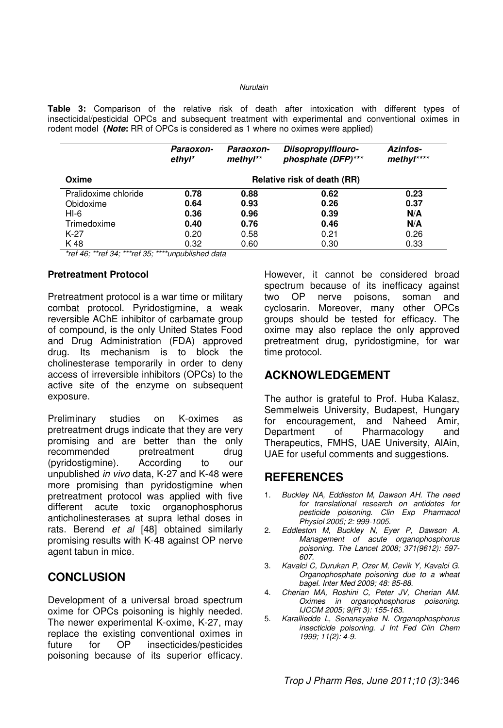**Table 3:** Comparison of the relative risk of death after intoxication with different types of insecticidal/pesticidal OPCs and subsequent treatment with experimental and conventional oximes in rodent model (***Note*:** RR of OPCs is considered as 1 where no oximes were applied)

| | ***Paraoxon-ethyl**** | ***Paraoxon-methyl***** | ***Diisopropylflouro-phosphate (DFP)****** | ***Azinfos-methyl******* |
|---|---|---|---|---|
| **Oxime** | **Relative risk of death (RR)** | | | |
| Pralidoxime chloride | **0.78** | **0.88** | **0.62** | **0.23** |
| Obidoxime | **0.64** | **0.93** | **0.26** | **0.37** |
| HI-6 | **0.36** | **0.96** | **0.39** | **N/A** |
| Trimedoxime | **0.40** | **0.76** | **0.46** | **N/A** |
| K-27 | 0.20 | 0.58 | 0.21 | 0.26 |
| K 48 | 0.32 | 0.60 | 0.30 | 0.33 |

*\*ref 46; \*\*ref 34; \*\*\*ref 35; \*\*\*\*unpublished data*

**Pretreatment Protocol**

Pretreatment protocol is a war time or military combat protocol. Pyridostigmine, a weak reversible AChE inhibitor of carbamate group of compound, is the only United States Food and Drug Administration (FDA) approved drug. Its mechanism is to block the cholinesterase temporarily in order to deny access of irreversible inhibitors (OPCs) to the active site of the enzyme on subsequent exposure.

Preliminary studies on K-oximes as pretreatment drugs indicate that they are very promising and are better than the only recommended pretreatment drug (pyridostigmine). According to our unpublished *in vivo* data, K-27 and K-48 were more promising than pyridostigmine when pretreatment protocol was applied with five different acute toxic organophosphorus anticholinesterases at supra lethal doses in rats. Berend *et al* [48] obtained similarly promising results with K-48 against OP nerve agent tabun in mice.

## CONCLUSION

Development of a universal broad spectrum oxime for OPCs poisoning is highly needed. The newer experimental K-oxime, K-27, may replace the existing conventional oximes in future for OP insecticides/pesticides poisoning because of its superior efficacy. However, it cannot be considered broad spectrum because of its inefficacy against two OP nerve poisons, soman and cyclosarin. Moreover, many other OPCs groups should be tested for efficacy. The oxime may also replace the only approved pretreatment drug, pyridostigmine, for war time protocol.

## ACKNOWLEDGEMENT

The author is grateful to Prof. Huba Kalasz, Semmelweis University, Budapest, Hungary for encouragement, and Naheed Amir, Department of Pharmacology and Therapeutics, FMHS, UAE University, AlAin, UAE for useful comments and suggestions.

## REFERENCES

1. *Buckley NA, Eddleston M, Dawson AH. The need for translational research on antidotes for pesticide poisoning. Clin Exp Pharmacol Physiol 2005; 2: 999-1005.*
2. *Eddleston M, Buckley N, Eyer P, Dawson A. Management of acute organophosphorus poisoning. The Lancet 2008; 371(9612): 597-607.*
3. *Kavalci C, Durukan P, Ozer M, Cevik Y, Kavalci G. Organophosphate poisoning due to a wheat bagel. Inter Med 2009; 48: 85-88.*
4. *Cherian MA, Roshini C, Peter JV, Cherian AM. Oximes in organophosphorus poisoning. IJCCM 2005; 9(Pt 3): 155-163.*
5. *Karalliedde L, Senanayake N. Organophosphorus insecticide poisoning. J Int Fed Clin Chem 1999; 11(2): 4-9.*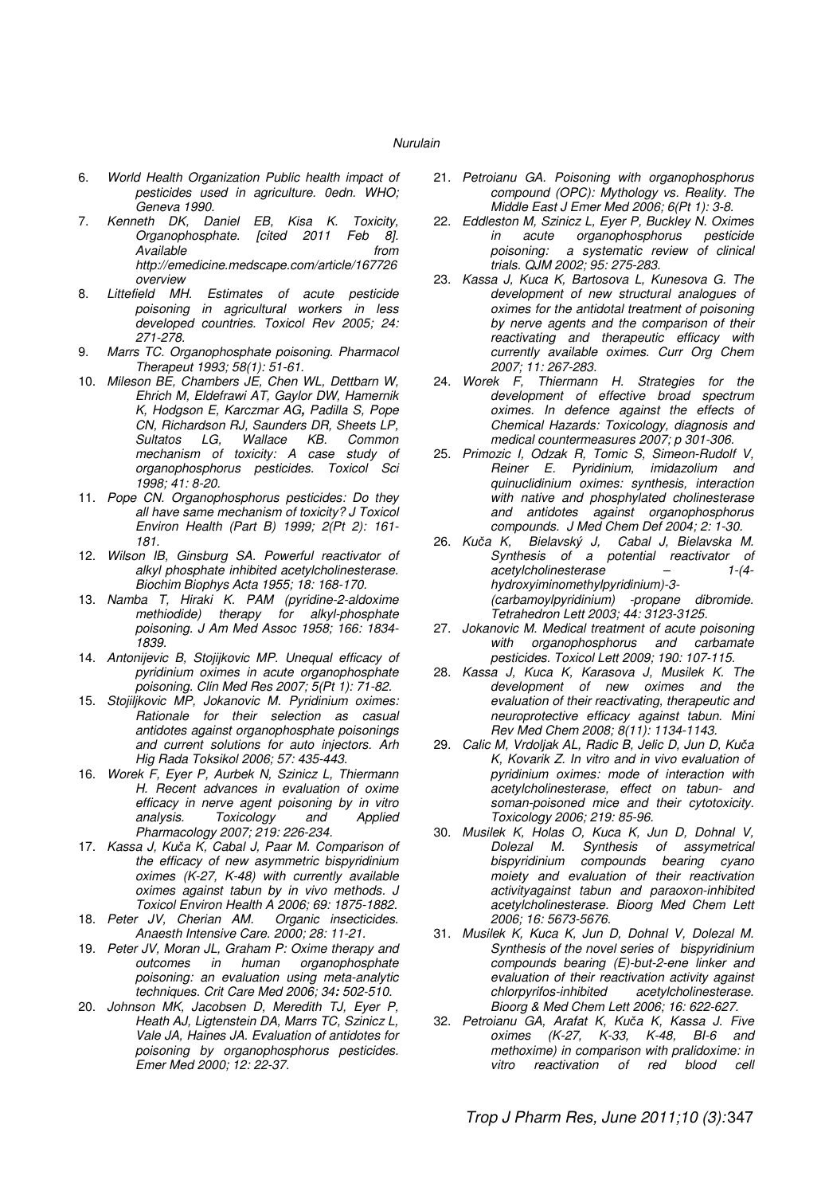6. *World Health Organization Public health impact of pesticides used in agriculture. 0edn. WHO; Geneva 1990.*
7. *Kenneth DK, Daniel EB, Kisa K. Toxicity, Organophosphate. [cited 2011 Feb 8]. Available from http://emedicine.medscape.com/article/167726 overview*
8. *Littefield MH. Estimates of acute pesticide poisoning in agricultural workers in less developed countries. Toxicol Rev 2005; 24: 271-278.*
9. *Marrs TC. Organophosphate poisoning. Pharmacol Therapeut 1993; 58(1): 51-61.*
10. *Mileson BE, Chambers JE, Chen WL, Dettbarn W, Ehrich M, Eldefrawi AT, Gaylor DW, Hamernik K, Hodgson E, Karczmar AG, Padilla S, Pope CN, Richardson RJ, Saunders DR, Sheets LP, Sultatos LG, Wallace KB. Common mechanism of toxicity: A case study of organophosphorus pesticides. Toxicol Sci 1998; 41: 8-20.*
11. *Pope CN. Organophosphorus pesticides: Do they all have same mechanism of toxicity? J Toxicol Environ Health (Part B) 1999; 2(Pt 2): 161-181.*
12. *Wilson IB, Ginsburg SA. Powerful reactivator of alkyl phosphate inhibited acetylcholinesterase. Biochim Biophys Acta 1955; 18: 168-170.*
13. *Namba T, Hiraki K. PAM (pyridine-2-aldoxime methiodide) therapy for alkyl-phosphate poisoning. J Am Med Assoc 1958; 166: 1834-1839.*
14. *Antonijevic B, Stojijkovic MP. Unequal efficacy of pyridinium oximes in acute organophosphate poisoning. Clin Med Res 2007; 5(Pt 1): 71-82.*
15. *Stojiljkovic MP, Jokanovic M. Pyridinium oximes: Rationale for their selection as casual antidotes against organophosphate poisonings and current solutions for auto injectors. Arh Hig Rada Toksikol 2006; 57: 435-443.*
16. *Worek F, Eyer P, Aurbek N, Szinicz L, Thiermann H. Recent advances in evaluation of oxime efficacy in nerve agent poisoning by in vitro analysis. Toxicology and Applied Pharmacology 2007; 219: 226-234.*
17. *Kassa J, Kuča K, Cabal J, Paar M. Comparison of the efficacy of new asymmetric bispyridinium oximes (K-27, K-48) with currently available oximes against tabun by in vivo methods. J Toxicol Environ Health A 2006; 69: 1875-1882.*
18. *Peter JV, Cherian AM. Organic insecticides. Anaesth Intensive Care. 2000; 28: 11-21.*
19. *Peter JV, Moran JL, Graham P: Oxime therapy and outcomes in human organophosphate poisoning: an evaluation using meta-analytic techniques. Crit Care Med 2006; 34: 502-510.*
20. *Johnson MK, Jacobsen D, Meredith TJ, Eyer P, Heath AJ, Ligtenstein DA, Marrs TC, Szinicz L, Vale JA, Haines JA. Evaluation of antidotes for poisoning by organophosphorus pesticides. Emer Med 2000; 12: 22-37.*
21. *Petroianu GA. Poisoning with organophosphorus compound (OPC): Mythology vs. Reality. The Middle East J Emer Med 2006; 6(Pt 1): 3-8.*
22. *Eddleston M, Szinicz L, Eyer P, Buckley N. Oximes in acute organophosphorus pesticide poisoning: a systematic review of clinical trials. QJM 2002; 95: 275-283.*
23. *Kassa J, Kuca K, Bartosova L, Kunesova G. The development of new structural analogues of oximes for the antidotal treatment of poisoning by nerve agents and the comparison of their reactivating and therapeutic efficacy with currently available oximes. Curr Org Chem 2007; 11: 267-283.*
24. *Worek F, Thiermann H. Strategies for the development of effective broad spectrum oximes. In defence against the effects of Chemical Hazards: Toxicology, diagnosis and medical countermeasures 2007; p 301-306.*
25. *Primozic I, Odzak R, Tomic S, Simeon-Rudolf V, Reiner E. Pyridinium, imidazolium and quinuclidinium oximes: synthesis, interaction with native and phosphylated cholinesterase and antidotes against organophosphorus compounds. J Med Chem Def 2004; 2: 1-30.*
26. *Kuča K, Bielavský J, Cabal J, Bielavska M. Synthesis of a potential reactivator of acetylcholinesterase – 1-(4-hydroxyiminomethylpyridinium)-3-(carbamoylpyridinium) -propane dibromide. Tetrahedron Lett 2003; 44: 3123-3125.*
27. *Jokanovic M. Medical treatment of acute poisoning with organophosphorus and carbamate pesticides. Toxicol Lett 2009; 190: 107-115.*
28. *Kassa J, Kuca K, Karasova J, Musilek K. The development of new oximes and the evaluation of their reactivating, therapeutic and neuroprotective efficacy against tabun. Mini Rev Med Chem 2008; 8(11): 1134-1143.*
29. *Calic M, Vrdoljak AL, Radic B, Jelic D, Jun D, Kuča K, Kovarik Z. In vitro and in vivo evaluation of pyridinium oximes: mode of interaction with acetylcholinesterase, effect on tabun- and soman-poisoned mice and their cytotoxicity. Toxicology 2006; 219: 85-96.*
30. *Musilek K, Holas O, Kuca K, Jun D, Dohnal V, Dolezal M. Synthesis of assymetrical bispyridinium compounds bearing cyano moiety and evaluation of their reactivation activityagainst tabun and paraoxon-inhibited acetylcholinesterase. Bioorg Med Chem Lett 2006; 16: 5673-5676.*
31. *Musilek K, Kuca K, Jun D, Dohnal V, Dolezal M. Synthesis of the novel series of bispyridinium compounds bearing (E)-but-2-ene linker and evaluation of their reactivation activity against chlorpyrifos-inhibited acetylcholinesterase. Bioorg & Med Chem Lett 2006; 16: 622-627.*
32. *Petroianu GA, Arafat K, Kuča K, Kassa J. Five oximes (K-27, K-33, K-48, BI-6 and methoxime) in comparison with pralidoxime: in vitro reactivation of red blood cell*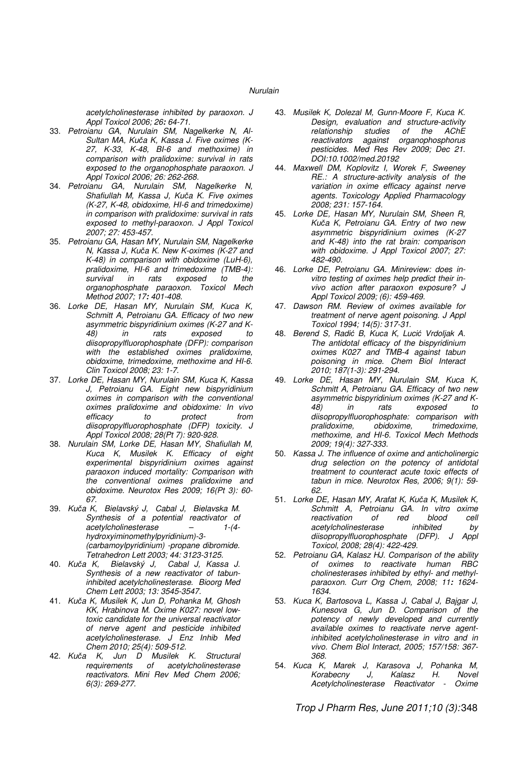*acetylcholinesterase inhibited by paraoxon. J Appl Toxicol 2006; 26: 64-71.*

33. *Petroianu GA, Nurulain SM, Nagelkerke N, Al-Sultan MA, Kuča K, Kassa J. Five oximes (K-27, K-33, K-48, BI-6 and methoxime) in comparison with pralidoxime: survival in rats exposed to the organophosphate paraoxon. J Appl Toxicol 2006; 26: 262-268.*
34. *Petroianu GA, Nurulain SM, Nagelkerke N, Shafiullah M, Kassa J, Kuča K. Five oximes (K-27, K-48, obidoxime, HI-6 and trimedoxime) in comparison with pralidoxime: survival in rats exposed to methyl-paraoxon. J Appl Toxicol 2007; 27: 453-457.*
35. *Petroianu GA, Hasan MY, Nurulain SM, Nagelkerke N, Kassa J, Kuča K. New K-oximes (K-27 and K-48) in comparison with obidoxime (LuH-6), pralidoxime, HI-6 and trimedoxime (TMB-4): survival in rats exposed to the organophosphate paraoxon. Toxicol Mech Method 2007; 17: 401-408.*
36. *Lorke DE, Hasan MY, Nurulain SM, Kuca K, Schmitt A, Petroianu GA. Efficacy of two new asymmetric bispyridinium oximes (K-27 and K-48) in rats exposed to diisopropylfluorophosphate (DFP): comparison with the established oximes pralidoxime, obidoxime, trimedoxime, methoxime and HI-6. Clin Toxicol 2008; 23: 1-7.*
37. *Lorke DE, Hasan MY, Nurulain SM, Kuca K, Kassa J, Petroianu GA. Eight new bispyridinium oximes in comparison with the conventional oximes pralidoxime and obidoxime: In vivo efficacy to protect from diisopropylfluorophosphate (DFP) toxicity. J Appl Toxicol 2008; 28(Pt 7): 920-928.*
38. *Nurulain SM, Lorke DE, Hasan MY, Shafiullah M, Kuca K, Musilek K. Efficacy of eight experimental bispyridinium oximes against paraoxon induced mortality: Comparison with the conventional oximes pralidoxime and obidoxime. Neurotox Res 2009; 16(Pt 3): 60-67.*
39. *Kuča K, Bielavský J, Cabal J, Bielavska M. Synthesis of a potential reactivator of acetylcholinesterase – 1-(4-hydroxyiminomethylpyridinium)-3-(carbamoylpyridinium) -propane dibromide. Tetrahedron Lett 2003; 44: 3123-3125.*
40. *Kuča K, Bielavský J, Cabal J, Kassa J. Synthesis of a new reactivator of tabun-inhibited acetylcholinesterase. Bioorg Med Chem Lett 2003; 13: 3545-3547.*
41. *Kuča K, Musilek K, Jun D, Pohanka M, Ghosh KK, Hrabinova M. Oxime K027: novel low-toxic candidate for the universal reactivator of nerve agent and pesticide inhibited acetylcholinesterase. J Enz Inhib Med Chem 2010; 25(4): 509-512.*
42. *Kuča K, Jun D Musilek K. Structural requirements of acetylcholinesterase reactivators. Mini Rev Med Chem 2006; 6(3): 269-277.*
43. *Musilek K, Dolezal M, Gunn-Moore F, Kuca K. Design, evaluation and structure-activity relationship studies of the AChE reactivators against organophosphorus pesticides. Med Res Rev 2009; Dec 21. DOI:10.1002/med.20192*
44. *Maxwell DM, Koplovitz I, Worek F, Sweeney RE.: A structure-activity analysis of the variation in oxime efficacy against nerve agents. Toxicology Applied Pharmacology 2008; 231: 157-164.*
45. *Lorke DE, Hasan MY, Nurulain SM, Sheen R, Kuča K, Petroianu GA. Entry of two new asymmetric bispyridinium oximes (K-27 and K-48) into the rat brain: comparison with obidoxime. J Appl Toxicol 2007; 27: 482-490.*
46. *Lorke DE, Petroianu GA. Minireview: does in-vitro testing of oximes help predict their in-vivo action after paraoxon exposure? J Appl Toxicol 2009; (6): 459-469.*
47. *Dawson RM. Review of oximes available for treatment of nerve agent poisoning. J Appl Toxicol 1994; 14(5): 317-31.*
48. *Berend S, Radić B, Kuca K, Lucić Vrdoljak A. The antidotal efficacy of the bispyridinium oximes K027 and TMB-4 against tabun poisoning in mice. Chem Biol Interact 2010; 187(1-3): 291-294.*
49. *Lorke DE, Hasan MY, Nurulain SM, Kuca K, Schmitt A, Petroianu GA. Efficacy of two new asymmetric bispyridinium oximes (K-27 and K-48) in rats exposed to diisopropylfluorophosphate: comparison with pralidoxime, obidoxime, trimedoxime, methoxime, and HI-6. Toxicol Mech Methods 2009; 19(4): 327-333.*
50. *Kassa J. The influence of oxime and anticholinergic drug selection on the potency of antidotal treatment to counteract acute toxic effects of tabun in mice. Neurotox Res, 2006; 9(1): 59-62.*
51. *Lorke DE, Hasan MY, Arafat K, Kuča K, Musilek K, Schmitt A, Petroianu GA. In vitro oxime reactivation of red blood cell acetylcholinesterase inhibited by diisopropylfluorophosphate (DFP). J Appl Toxicol, 2008; 28(4): 422-429.*
52. *Petroianu GA, Kalasz HJ. Comparison of the ability of oximes to reactivate human RBC cholinesterases inhibited by ethyl- and methyl-paraoxon. Curr Org Chem, 2008; 11: 1624-1634.*
53. *Kuca K, Bartosova L, Kassa J, Cabal J, Bajgar J, Kunesova G, Jun D. Comparison of the potency of newly developed and currently available oximes to reactivate nerve agent-inhibited acetylcholinesterase in vitro and in vivo. Chem Biol Interact, 2005; 157/158: 367-368.*
54. *Kuca K, Marek J, Karasova J, Pohanka M, Korabecny J, Kalasz H. Novel Acetylcholinesterase Reactivator - Oxime*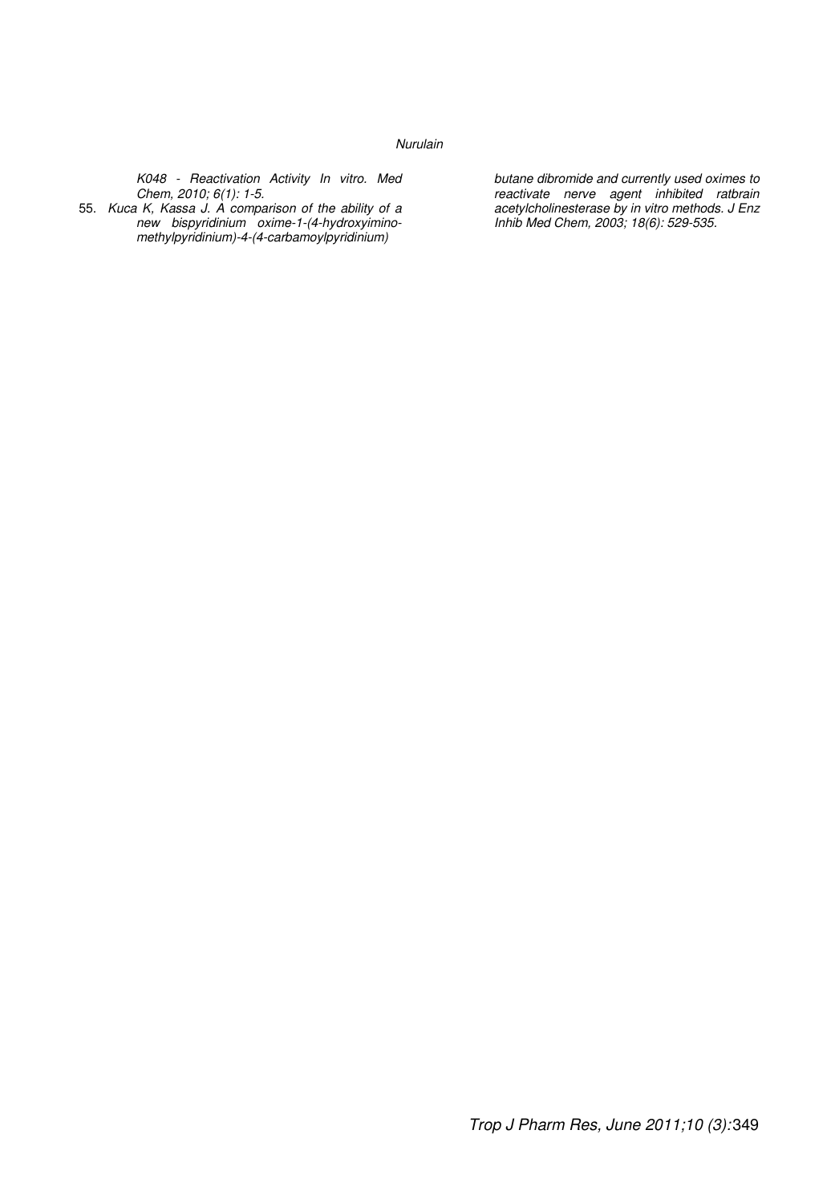*K048 - Reactivation Activity In vitro. Med Chem, 2010; 6(1): 1-5.*

55. *Kuca K, Kassa J. A comparison of the ability of a new bispyridinium oxime-1-(4-hydroxyimino-methylpyridinium)-4-(4-carbamoylpyridinium) butane dibromide and currently used oximes to reactivate nerve agent inhibited ratbrain acetylcholinesterase by in vitro methods. J Enz Inhib Med Chem, 2003; 18(6): 529-535.*